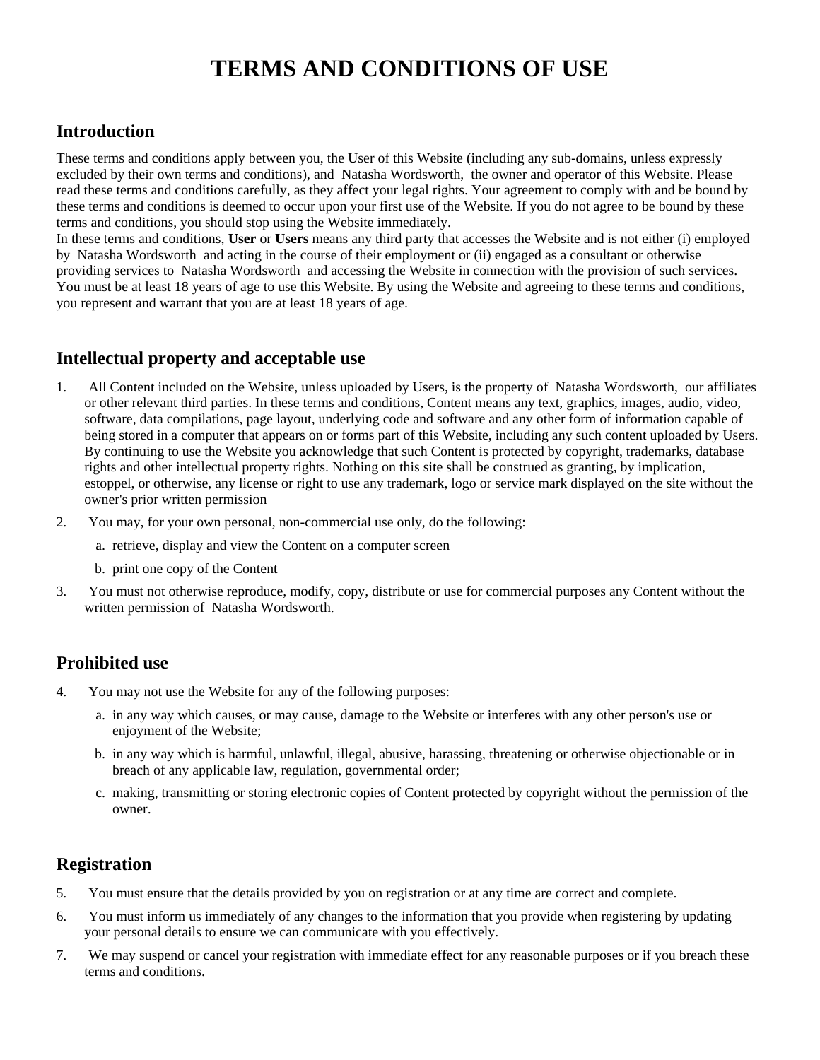# TERMS AND CONDITIONS OF USE

## Introduction

These terms and conditions apply between you, the User of this Website (including any sub-domains, unless expressly excluded by their own terms and conditions), and Natasha Wordsworth, the owner and operator of this Website. Please read these terms and conditions carefully, as they affect your legal rights. Your agreement to comply with and be bound by these terms and conditions is deemed to occur upon your first use of the Website. If you do not agree to be bound by these terms and conditions, you should stop using the Website immediately.

In these terms and conditions, **User** or **Users** means any third party that accesses the Website and is not either (i) employed by Natasha Wordsworth and acting in the course of their employment or (ii) engaged as a consultant or otherwise providing services to Natasha Wordsworth and accessing the Website in connection with the provision of such services. You must be at least 18 years of age to use this Website. By using the Website and agreeing to these terms and conditions, you represent and warrant that you are at least 18 years of age.

## Intellectual property and acceptable use

1. All Content included on the Website, unless uploaded by Users, is the property of Natasha Wordsworth, our affiliates or other relevant third parties. In these terms and conditions, Content means any text, graphics, images, audio, video, software, data compilations, page layout, underlying code and software and any other form of information capable of being stored in a computer that appears on or forms part of this Website, including any such content uploaded by Users. By continuing to use the Website you acknowledge that such Content is protected by copyright, trademarks, database rights and other intellectual property rights. Nothing on this site shall be construed as granting, by implication, estoppel, or otherwise, any license or right to use any trademark, logo or service mark displayed on the site without the owner's prior written permission
2. You may, for your own personal, non-commercial use only, do the following:
   a. retrieve, display and view the Content on a computer screen
   b. print one copy of the Content
3. You must not otherwise reproduce, modify, copy, distribute or use for commercial purposes any Content without the written permission of Natasha Wordsworth.

## Prohibited use

4. You may not use the Website for any of the following purposes:
   a. in any way which causes, or may cause, damage to the Website or interferes with any other person's use or enjoyment of the Website;
   b. in any way which is harmful, unlawful, illegal, abusive, harassing, threatening or otherwise objectionable or in breach of any applicable law, regulation, governmental order;
   c. making, transmitting or storing electronic copies of Content protected by copyright without the permission of the owner.

## Registration

5. You must ensure that the details provided by you on registration or at any time are correct and complete.
6. You must inform us immediately of any changes to the information that you provide when registering by updating your personal details to ensure we can communicate with you effectively.
7. We may suspend or cancel your registration with immediate effect for any reasonable purposes or if you breach these terms and conditions.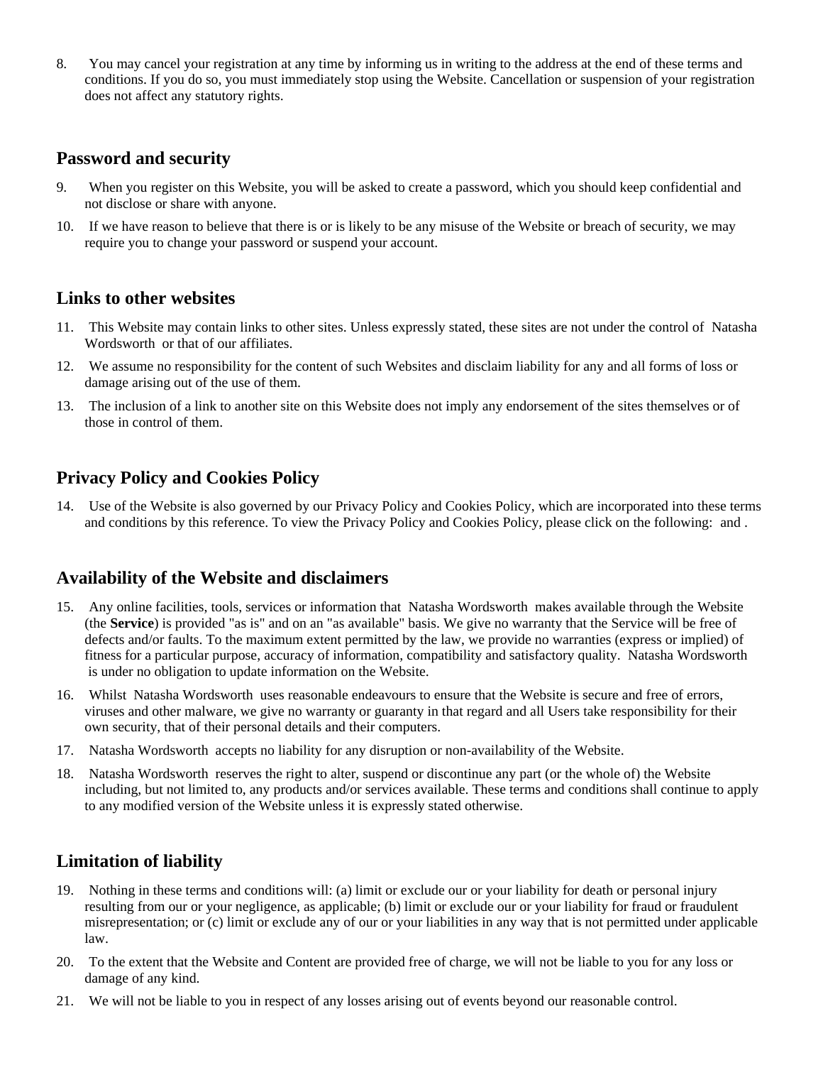8. You may cancel your registration at any time by informing us in writing to the address at the end of these terms and conditions. If you do so, you must immediately stop using the Website. Cancellation or suspension of your registration does not affect any statutory rights.

## Password and security

9. When you register on this Website, you will be asked to create a password, which you should keep confidential and not disclose or share with anyone.
10. If we have reason to believe that there is or is likely to be any misuse of the Website or breach of security, we may require you to change your password or suspend your account.

## Links to other websites

11. This Website may contain links to other sites. Unless expressly stated, these sites are not under the control of Natasha Wordsworth or that of our affiliates.
12. We assume no responsibility for the content of such Websites and disclaim liability for any and all forms of loss or damage arising out of the use of them.
13. The inclusion of a link to another site on this Website does not imply any endorsement of the sites themselves or of those in control of them.

## Privacy Policy and Cookies Policy

14. Use of the Website is also governed by our Privacy Policy and Cookies Policy, which are incorporated into these terms and conditions by this reference. To view the Privacy Policy and Cookies Policy, please click on the following: and .

## Availability of the Website and disclaimers

15. Any online facilities, tools, services or information that Natasha Wordsworth makes available through the Website (the **Service**) is provided "as is" and on an "as available" basis. We give no warranty that the Service will be free of defects and/or faults. To the maximum extent permitted by the law, we provide no warranties (express or implied) of fitness for a particular purpose, accuracy of information, compatibility and satisfactory quality. Natasha Wordsworth is under no obligation to update information on the Website.
16. Whilst Natasha Wordsworth uses reasonable endeavours to ensure that the Website is secure and free of errors, viruses and other malware, we give no warranty or guaranty in that regard and all Users take responsibility for their own security, that of their personal details and their computers.
17. Natasha Wordsworth accepts no liability for any disruption or non-availability of the Website.
18. Natasha Wordsworth reserves the right to alter, suspend or discontinue any part (or the whole of) the Website including, but not limited to, any products and/or services available. These terms and conditions shall continue to apply to any modified version of the Website unless it is expressly stated otherwise.

## Limitation of liability

19. Nothing in these terms and conditions will: (a) limit or exclude our or your liability for death or personal injury resulting from our or your negligence, as applicable; (b) limit or exclude our or your liability for fraud or fraudulent misrepresentation; or (c) limit or exclude any of our or your liabilities in any way that is not permitted under applicable law.
20. To the extent that the Website and Content are provided free of charge, we will not be liable to you for any loss or damage of any kind.
21. We will not be liable to you in respect of any losses arising out of events beyond our reasonable control.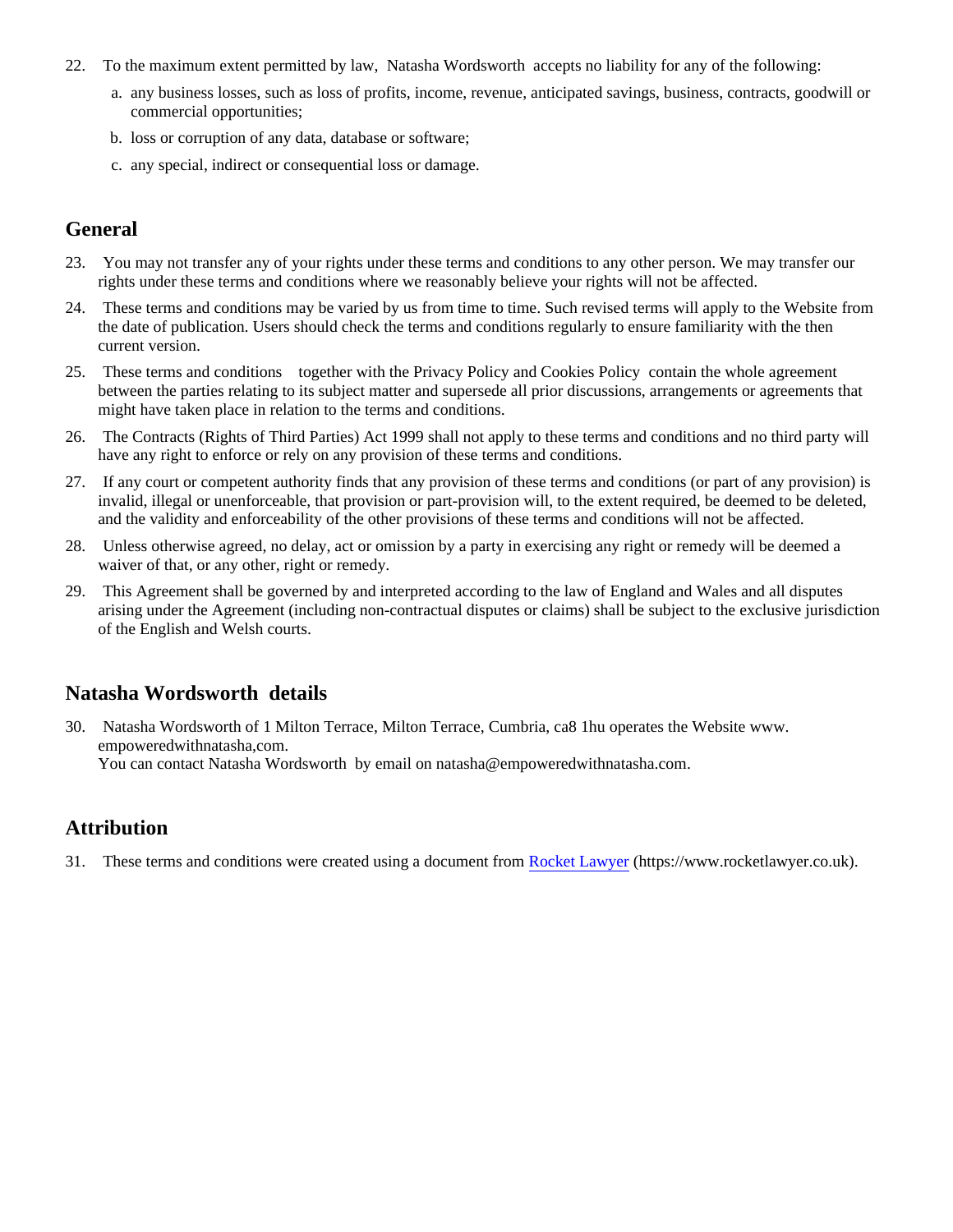22. To the maximum extent permitted by law, Natasha Wordsworth accepts no liability for any of the following:
    a. any business losses, such as loss of profits, income, revenue, anticipated savings, business, contracts, goodwill or commercial opportunities;
    b. loss or corruption of any data, database or software;
    c. any special, indirect or consequential loss or damage.

## General

23. You may not transfer any of your rights under these terms and conditions to any other person. We may transfer our rights under these terms and conditions where we reasonably believe your rights will not be affected.
24. These terms and conditions may be varied by us from time to time. Such revised terms will apply to the Website from the date of publication. Users should check the terms and conditions regularly to ensure familiarity with the then current version.
25. These terms and conditions together with the Privacy Policy and Cookies Policy contain the whole agreement between the parties relating to its subject matter and supersede all prior discussions, arrangements or agreements that might have taken place in relation to the terms and conditions.
26. The Contracts (Rights of Third Parties) Act 1999 shall not apply to these terms and conditions and no third party will have any right to enforce or rely on any provision of these terms and conditions.
27. If any court or competent authority finds that any provision of these terms and conditions (or part of any provision) is invalid, illegal or unenforceable, that provision or part-provision will, to the extent required, be deemed to be deleted, and the validity and enforceability of the other provisions of these terms and conditions will not be affected.
28. Unless otherwise agreed, no delay, act or omission by a party in exercising any right or remedy will be deemed a waiver of that, or any other, right or remedy.
29. This Agreement shall be governed by and interpreted according to the law of England and Wales and all disputes arising under the Agreement (including non-contractual disputes or claims) shall be subject to the exclusive jurisdiction of the English and Welsh courts.

## Natasha Wordsworth details

30. Natasha Wordsworth of 1 Milton Terrace, Milton Terrace, Cumbria, ca8 1hu operates the Website www. empoweredwithnatasha,com.
    You can contact Natasha Wordsworth by email on natasha@empoweredwithnatasha.com.

## Attribution

31. These terms and conditions were created using a document from Rocket Lawyer (https://www.rocketlawyer.co.uk).